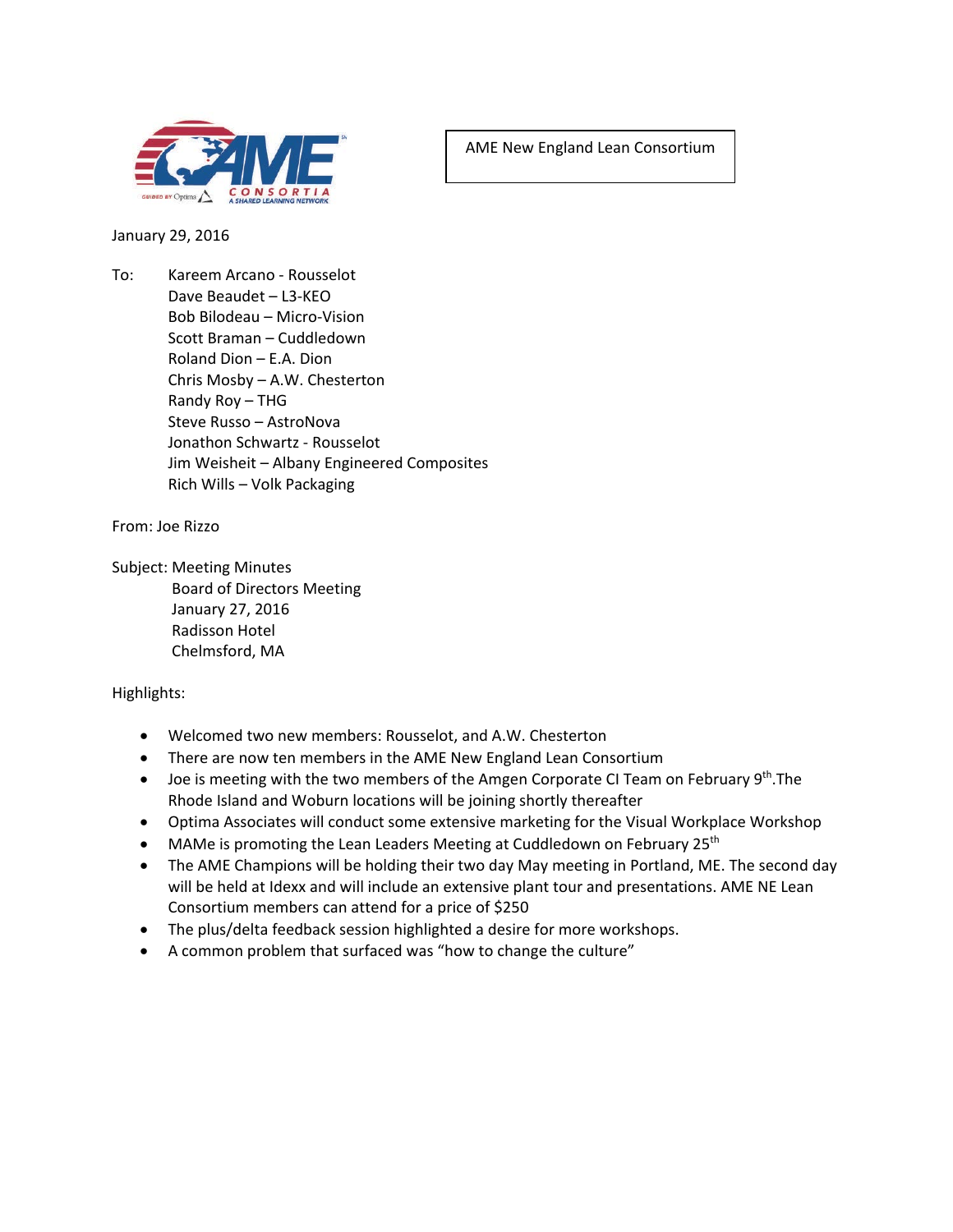AME New England Lean Consortium

January 29, 2016

To: Kareem Arcano - Rousselot
Dave Beaudet – L3-KEO
Bob Bilodeau – Micro-Vision
Scott Braman – Cuddledown
Roland Dion – E.A. Dion
Chris Mosby – A.W. Chesterton
Randy Roy – THG
Steve Russo – AstroNova
Jonathon Schwartz - Rousselot
Jim Weisheit – Albany Engineered Composites
Rich Wills – Volk Packaging

From: Joe Rizzo

Subject: Meeting Minutes
Board of Directors Meeting
January 27, 2016
Radisson Hotel
Chelmsford, MA

Highlights:

- Welcomed two new members: Rousselot, and A.W. Chesterton
- There are now ten members in the AME New England Lean Consortium
- Joe is meeting with the two members of the Amgen Corporate CI Team on February 9th.The Rhode Island and Woburn locations will be joining shortly thereafter
- Optima Associates will conduct some extensive marketing for the Visual Workplace Workshop
- MAMe is promoting the Lean Leaders Meeting at Cuddledown on February 25th
- The AME Champions will be holding their two day May meeting in Portland, ME. The second day will be held at Idexx and will include an extensive plant tour and presentations. AME NE Lean Consortium members can attend for a price of $250
- The plus/delta feedback session highlighted a desire for more workshops.
- A common problem that surfaced was "how to change the culture"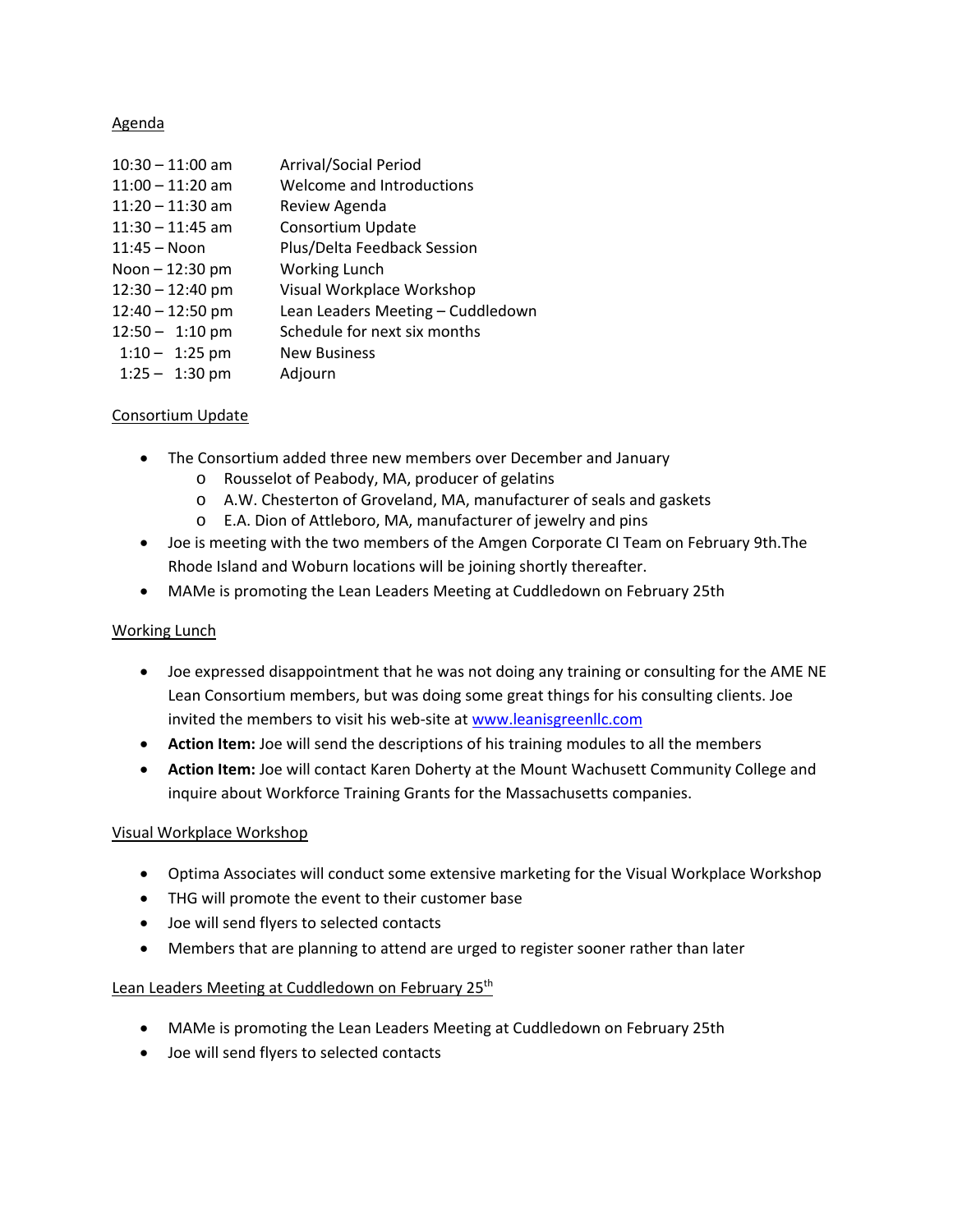Agenda

| | |
|---|---|
| 10:30 – 11:00 am | Arrival/Social Period |
| 11:00 – 11:20 am | Welcome and Introductions |
| 11:20 – 11:30 am | Review Agenda |
| 11:30 – 11:45 am | Consortium Update |
| 11:45 – Noon | Plus/Delta Feedback Session |
| Noon – 12:30 pm | Working Lunch |
| 12:30 – 12:40 pm | Visual Workplace Workshop |
| 12:40 – 12:50 pm | Lean Leaders Meeting – Cuddledown |
| 12:50 – 1:10 pm | Schedule for next six months |
| 1:10 – 1:25 pm | New Business |
| 1:25 – 1:30 pm | Adjourn |

Consortium Update

- The Consortium added three new members over December and January
  - Rousselot of Peabody, MA, producer of gelatins
  - A.W. Chesterton of Groveland, MA, manufacturer of seals and gaskets
  - E.A. Dion of Attleboro, MA, manufacturer of jewelry and pins
- Joe is meeting with the two members of the Amgen Corporate CI Team on February 9th.The Rhode Island and Woburn locations will be joining shortly thereafter.
- MAMe is promoting the Lean Leaders Meeting at Cuddledown on February 25th

Working Lunch

- Joe expressed disappointment that he was not doing any training or consulting for the AME NE Lean Consortium members, but was doing some great things for his consulting clients. Joe invited the members to visit his web-site at www.leanisgreenllc.com
- **Action Item:** Joe will send the descriptions of his training modules to all the members
- **Action Item:** Joe will contact Karen Doherty at the Mount Wachusett Community College and inquire about Workforce Training Grants for the Massachusetts companies.

Visual Workplace Workshop

- Optima Associates will conduct some extensive marketing for the Visual Workplace Workshop
- THG will promote the event to their customer base
- Joe will send flyers to selected contacts
- Members that are planning to attend are urged to register sooner rather than later

Lean Leaders Meeting at Cuddledown on February 25th

- MAMe is promoting the Lean Leaders Meeting at Cuddledown on February 25th
- Joe will send flyers to selected contacts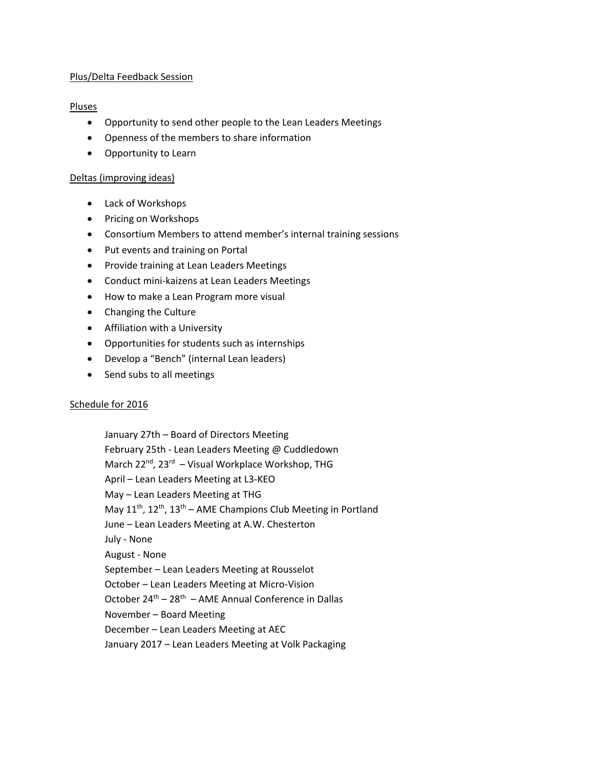Plus/Delta Feedback Session

Pluses

- Opportunity to send other people to the Lean Leaders Meetings
- Openness of the members to share information
- Opportunity to Learn

Deltas (improving ideas)

- Lack of Workshops
- Pricing on Workshops
- Consortium Members to attend member's internal training sessions
- Put events and training on Portal
- Provide training at Lean Leaders Meetings
- Conduct mini-kaizens at Lean Leaders Meetings
- How to make a Lean Program more visual
- Changing the Culture
- Affiliation with a University
- Opportunities for students such as internships
- Develop a "Bench" (internal Lean leaders)
- Send subs to all meetings

Schedule for 2016

January 27th – Board of Directors Meeting
February 25th - Lean Leaders Meeting @ Cuddledown
March 22nd, 23rd – Visual Workplace Workshop, THG
April – Lean Leaders Meeting at L3-KEO
May – Lean Leaders Meeting at THG
May 11th, 12th, 13th – AME Champions Club Meeting in Portland
June – Lean Leaders Meeting at A.W. Chesterton
July - None
August - None
September – Lean Leaders Meeting at Rousselot
October – Lean Leaders Meeting at Micro-Vision
October 24th – 28th – AME Annual Conference in Dallas
November – Board Meeting
December – Lean Leaders Meeting at AEC
January 2017 – Lean Leaders Meeting at Volk Packaging